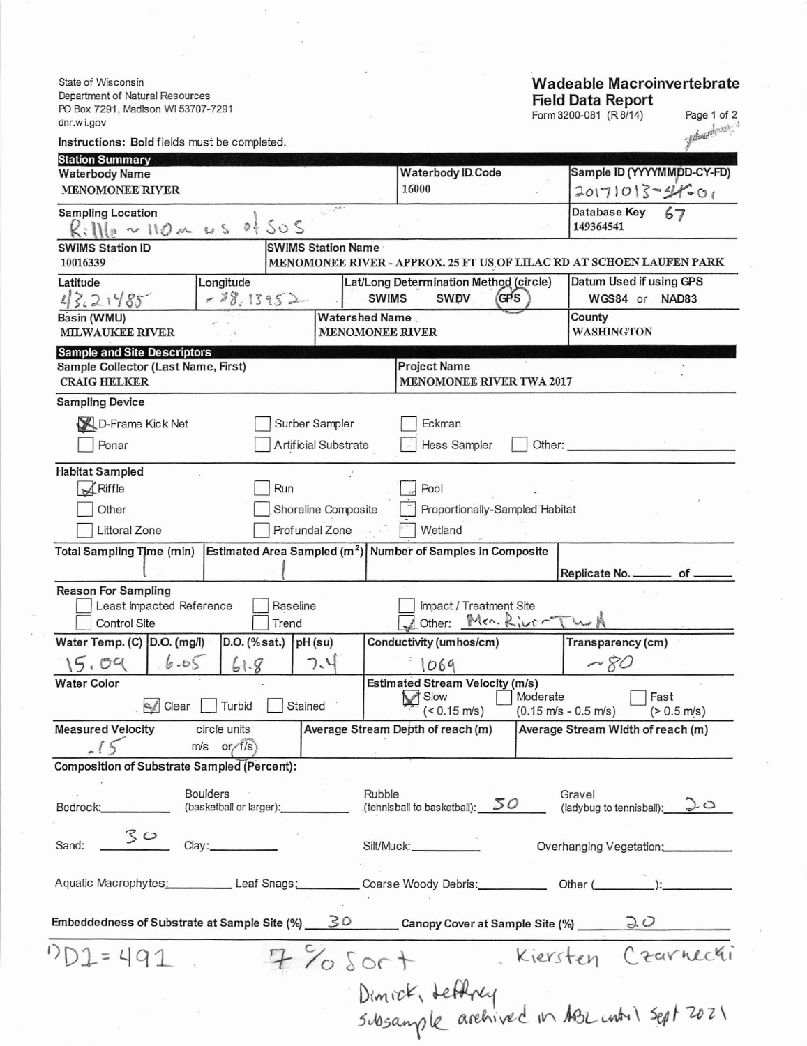State of Wisconsin
Department of Natural Resources
PO Box 7291, Madison WI 53707-7291
dnr.wi.gov

# Wadeable Macroinvertebrate Field Data Report

Form 3200-081 (R 8/14)

Instructions: **Bold** fields must be completed.

## Station Summary

| **Waterbody Name** | **Waterbody ID Code** | **Sample ID (YYYYMMDD-CY-FD)** |
|---|---|---|
| MENOMONEE RIVER | 16000 | 20171013-41-01 |

| **Sampling Location** | **Database Key** |
|---|---|
| Riffle ~110 m us of SOS | 67 149364541 |

| **SWIMS Station ID** | **SWIMS Station Name** |
|---|---|
| 10016339 | MENOMONEE RIVER - APPROX. 25 FT US OF LILAC RD AT SCHOEN LAUFEN PARK |

| **Latitude** | **Longitude** | **Lat/Long Determination Method (circle)** | **Datum Used if using GPS** |
|---|---|---|---|
| 43.21485 | -88.13952 | SWIMS SWDV (GPS) | WGS84 or NAD83 |

| **Basin (WMU)** | **Watershed Name** | **County** |
|---|---|---|
| MILWAUKEE RIVER | MENOMONEE RIVER | WASHINGTON |

## Sample and Site Descriptors

| **Sample Collector (Last Name, First)** | **Project Name** |
|---|---|
| CRAIG HELKER | MENOMONEE RIVER TWA 2017 |

**Sampling Device**

- [x] D-Frame Kick Net
- [ ] Surber Sampler
- [ ] Eckman
- [ ] Ponar
- [ ] Artificial Substrate
- [ ] Hess Sampler
- [ ] Other: ______

**Habitat Sampled**

- [x] Riffle
- [ ] Run
- [ ] Pool
- [ ] Other
- [ ] Shoreline Composite
- [ ] Proportionally-Sampled Habitat
- [ ] Littoral Zone
- [ ] Profundal Zone
- [ ] Wetland

| **Total Sampling Time (min)** | **Estimated Area Sampled ($m^2$)** | **Number of Samples in Composite** | Replicate No. ___ of ___ |
|---|---|---|---|
| 1 | 1 | | |

**Reason For Sampling**

- [ ] Least Impacted Reference
- [ ] Baseline
- [ ] Impact / Treatment Site
- [ ] Control Site
- [ ] Trend
- [x] Other: Men. River TWA

| **Water Temp. (C)** | **D.O. (mg/l)** | **D.O. (%sat.)** | **pH (su)** | **Conductivity (umhos/cm)** | **Transparency (cm)** |
|---|---|---|---|---|---|
| 15.09 | 6.05 | 61.8 | 7.4 | 1069 | ~80 |

**Water Color**

- [x] Clear
- [ ] Turbid
- [ ] Stained

**Estimated Stream Velocity (m/s)**

- [x] Slow (< 0.15 m/s)
- [ ] Moderate (0.15 m/s - 0.5 m/s)
- [ ] Fast (> 0.5 m/s)

| **Measured Velocity** | circle units | **Average Stream Depth of reach (m)** | **Average Stream Width of reach (m)** |
|---|---|---|---|
| .15 | m/s or (f/s) | | |

**Composition of Substrate Sampled (Percent):**

- Bedrock: ______
- Boulders (basketball or larger): ______
- Rubble (tennisball to basketball): 50
- Gravel (ladybug to tennisball): 20
- Sand: 30
- Clay: ______
- Silt/Muck: ______
- Overhanging Vegetation: ______
- Aquatic Macrophytes: ______
- Leaf Snags: ______
- Coarse Woody Debris: ______
- Other (______): ______

**Embeddedness of Substrate at Sample Site (%)** 30 **Canopy Cover at Sample Site (%)** 20

DDI = 491 7% sort Kiersten Czarnecki

Dimick, Jeffrey

Subsample archived in ABL until Sept 2021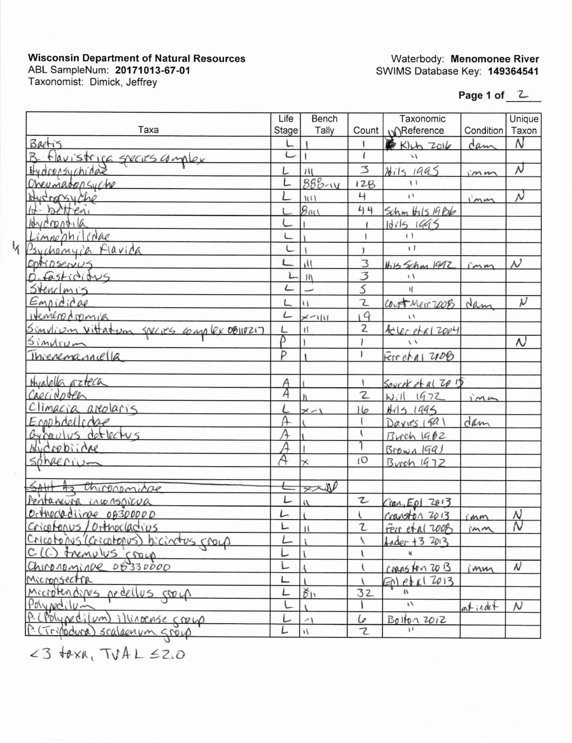**Wisconsin Department of Natural Resources**
ABL SampleNum: **20171013-67-01**
Taxonomist: Dimick, Jeffrey

Waterbody: **Menomonee River**
SWIMS Database Key: **149364541**

**Page 1 of 2**

| Taxa | Life Stage | Bench Tally | Count | Taxonomic Reference | Condition | Unique Taxon |
|---|---|---|---|---|---|---|
| Baetis | L | I | 1 | Kluh 2016 | dam | N |
| B. flavistriga species complex | L | I | 1 | " | | |
| Hydropsychidae | L | III | 3 | Hils 1995 | imm | N |
| Cheumatopsyche | L | 888-IV | 128 | " | | |
| Hydropsyche | L | IIII | 4 | " | imm | N |
| H. betteni | L | 8IIII | 44 | Schm Hils 1986 | | |
| Hydroptila | L | I | 1 | Hils 1995 | | |
| Limnephilidae | L | I | 1 | " | | |
| Psychomyia flavida | L | I | 1 | " | | |
| Optioservus | L | III | 3 | Hils Schm 1992 | imm | N |
| O. fastiditus | L | III | 3 | " | | |
| Stenelmis | L | — | 5 | " | | |
| Empididae | L | II | 2 | Court Merr 2008 | dam | N |
| Hemerodromia | L | X-IIII | 19 | " | | |
| Simulium vittatum species complex 08110217 | L | II | 2 | Adler et al 2004 | | |
| Simulium | P | I | 1 | " | | N |
| Thienemanniella | P | I | 1 | Ferr et al 2008 | | |
| | | | | | | |
| Hyalella azteca | A | I | 1 | Soucek et al 2015 | | |
| Caecidotea | A | II | 2 | Will 1972 | imm | |
| Climacia areolaris | L | X-I | 16 | Hils 1995 | | |
| Erpobdellidae | A | I | 1 | Davies 1991 | dam | |
| Gyraulus deflectus | A | I | 1 | Burch 1982 | | |
| Hydrobiidae | A | I | 1 | Brown 1991 | | |
| Sphaerium | A | X | 10 | Burch 1972 | | |
| | | | | | | |
| ~~Split A3 Chironomidae~~ | L | X X 0 | | | | |
| Pentaneura inconspicua | L | II | 2 | Cran, Epl 2013 | | |
| Orthocladiinae 08300000 | L | I | 1 | Cranston 2013 | imm | N |
| Cricotopus/Orthocladius | L | II | 2 | Ferr et al 2008 | imm | N |
| Cricotopus (Cricotopus) bicinctus group | L | I | 1 | Ander +3 2013 | | |
| C. (C.) tremulus group | L | I | 1 | " | | |
| Chironominae 08330000 | L | I | 1 | Cranston 2013 | imm | N |
| Microspectra | L | I | 1 | Epl et al 2013 | | |
| Microtendipes pedellus group | L | 8II | 32 | " | | |
| Polypedilum | L | I | 1 | " | mt indet | N |
| P. (Polypedilum) illinoense group | L | -I | 6 | Bolton 2012 | | |
| P. (Tripodura) scalaenum group | L | II | 2 | " | | |

<3 taxa, TVAL ≤2.0